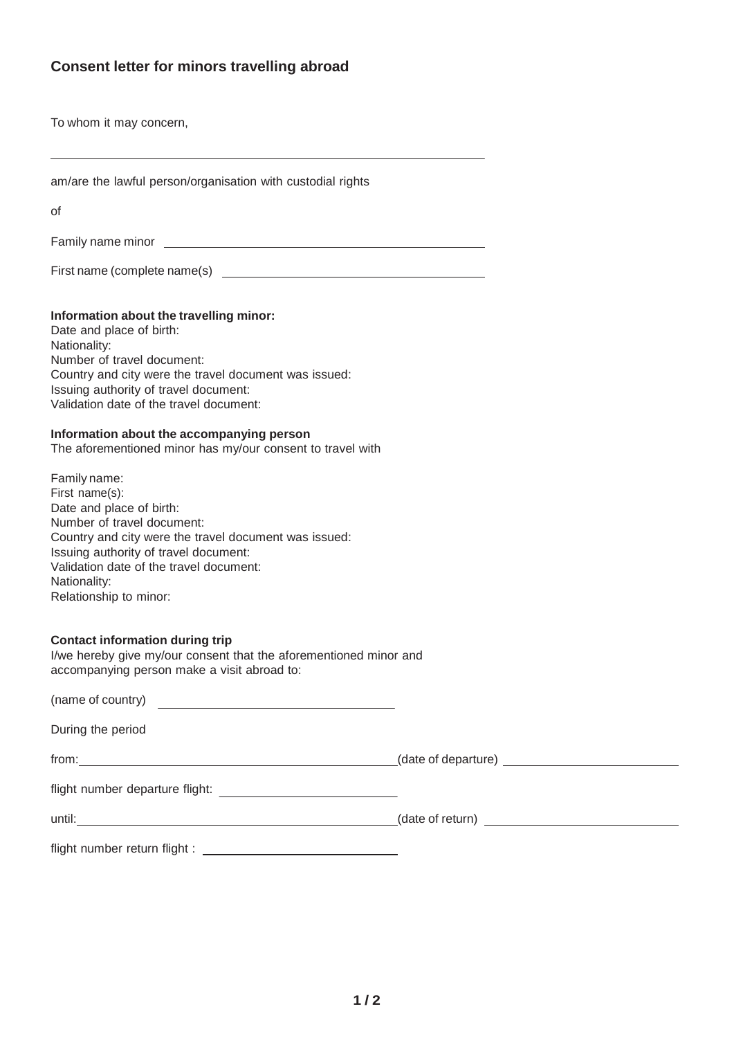## Consent letter for minors travelling abroad

To whom it may concern,

\_\_\_\_\_\_\_\_\_\_\_\_\_\_\_\_\_\_\_\_\_\_\_\_\_\_\_\_\_\_\_\_\_\_\_\_\_\_\_\_\_\_\_\_\_\_\_\_\_\_

am/are the lawful person/organisation with custodial rights

of

Family name minor \_\_\_\_\_\_\_\_\_\_\_\_\_\_\_\_\_\_\_\_\_\_\_\_\_\_\_\_\_\_\_\_\_\_\_\_

First name (complete name(s) \_\_\_\_\_\_\_\_\_\_\_\_\_\_\_\_\_\_\_\_\_\_\_\_\_\_\_\_\_\_

**Information about the travelling minor:**
Date and place of birth:
Nationality:
Number of travel document:
Country and city were the travel document was issued:
Issuing authority of travel document:
Validation date of the travel document:

**Information about the accompanying person**
The aforementioned minor has my/our consent to travel with

Family name:
First name(s):
Date and place of birth:
Number of travel document:
Country and city were the travel document was issued:
Issuing authority of travel document:
Validation date of the travel document:
Nationality:
Relationship to minor:

**Contact information during trip**
I/we hereby give my/our consent that the aforementioned minor and accompanying person make a visit abroad to:

(name of country) \_\_\_\_\_\_\_\_\_\_\_\_\_\_\_\_\_\_\_\_\_\_\_\_\_\_\_\_

During the period

from: \_\_\_\_\_\_\_\_\_\_\_\_\_\_\_\_\_\_\_\_\_\_\_\_\_\_\_\_\_\_\_\_\_\_\_\_\_\_\_\_ (date of departure) \_\_\_\_\_\_\_\_\_\_\_\_\_\_\_\_\_\_\_\_\_\_

flight number departure flight: \_\_\_\_\_\_\_\_\_\_\_\_\_\_\_\_\_\_\_\_\_\_

until: \_\_\_\_\_\_\_\_\_\_\_\_\_\_\_\_\_\_\_\_\_\_\_\_\_\_\_\_\_\_\_\_\_\_\_\_\_\_\_\_ (date of return) \_\_\_\_\_\_\_\_\_\_\_\_\_\_\_\_\_\_\_\_\_\_\_\_

flight number return flight : \_\_\_\_\_\_\_\_\_\_\_\_\_\_\_\_\_\_\_\_\_\_\_\_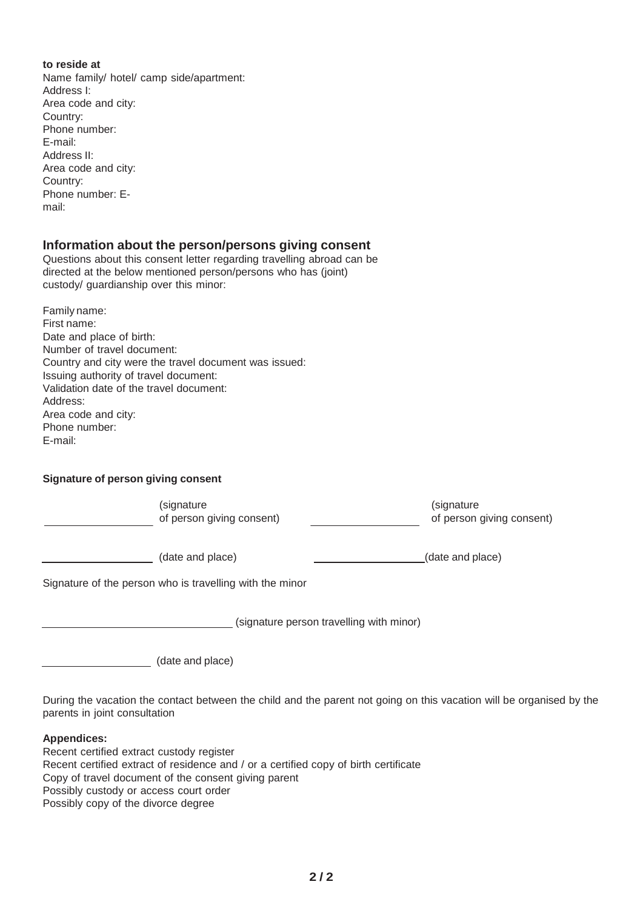**to reside at**

Name family/ hotel/ camp side/apartment:
Address I:
Area code and city:
Country:
Phone number:
E-mail:
Address II:
Area code and city:
Country:
Phone number: E-mail:

## Information about the person/persons giving consent

Questions about this consent letter regarding travelling abroad can be directed at the below mentioned person/persons who has (joint) custody/ guardianship over this minor:

Family name:
First name:
Date and place of birth:
Number of travel document:
Country and city were the travel document was issued:
Issuing authority of travel document:
Validation date of the travel document:
Address:
Area code and city:
Phone number:
E-mail:

**Signature of person giving consent**

\_\_\_\_\_\_\_\_\_\_\_\_\_\_\_\_\_\_ (signature of person giving consent)    \_\_\_\_\_\_\_\_\_\_\_\_\_\_\_\_\_\_ (signature of person giving consent)

\_\_\_\_\_\_\_\_\_\_\_\_\_\_\_\_\_\_ (date and place)    \_\_\_\_\_\_\_\_\_\_\_\_\_\_\_\_\_\_ (date and place)

Signature of the person who is travelling with the minor

\_\_\_\_\_\_\_\_\_\_\_\_\_\_\_\_\_\_\_\_\_\_\_\_\_\_\_\_\_\_ (signature person travelling with minor)

\_\_\_\_\_\_\_\_\_\_\_\_\_\_\_\_\_\_ (date and place)

During the vacation the contact between the child and the parent not going on this vacation will be organised by the parents in joint consultation

**Appendices:**

Recent certified extract custody register
Recent certified extract of residence and / or a certified copy of birth certificate
Copy of travel document of the consent giving parent
Possibly custody or access court order
Possibly copy of the divorce degree